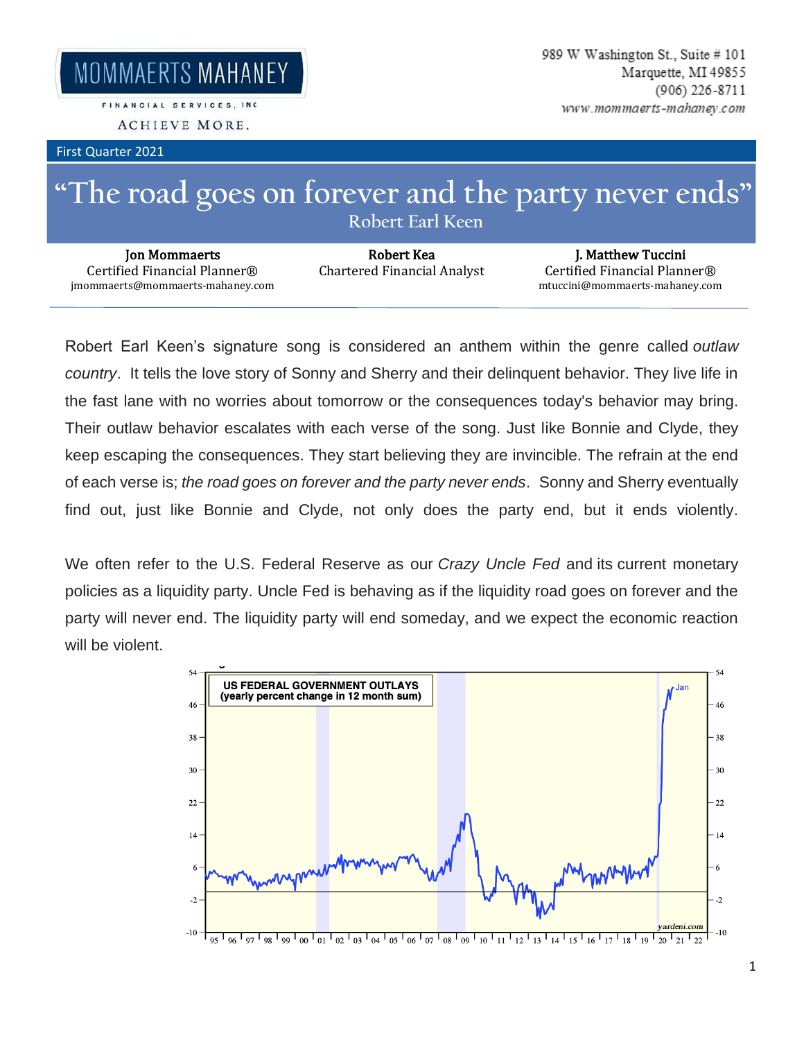MOMMAERTS MAHANEY

FINANCIAL SERVICES, INC

ACHIEVE MORE.

989 W Washington St., Suite # 101
Marquette, MI 49855
(906) 226-8711
www.mommaerts-mahaney.com

First Quarter 2021

# "The road goes on forever and the party never ends"

Robert Earl Keen

| Jon Mommaerts | Robert Kea | J. Matthew Tuccini |
|---|---|---|
| Certified Financial Planner® | Chartered Financial Analyst | Certified Financial Planner® |
| jmommaerts@mommaerts-mahaney.com | | mtuccini@mommaerts-mahaney.com |

Robert Earl Keen's signature song is considered an anthem within the genre called *outlaw country*. It tells the love story of Sonny and Sherry and their delinquent behavior. They live life in the fast lane with no worries about tomorrow or the consequences today's behavior may bring. Their outlaw behavior escalates with each verse of the song. Just like Bonnie and Clyde, they keep escaping the consequences. They start believing they are invincible. The refrain at the end of each verse is; *the road goes on forever and the party never ends*. Sonny and Sherry eventually find out, just like Bonnie and Clyde, not only does the party end, but it ends violently.

We often refer to the U.S. Federal Reserve as our *Crazy Uncle Fed* and its current monetary policies as a liquidity party. Uncle Fed is behaving as if the liquidity road goes on forever and the party will never end. The liquidity party will end someday, and we expect the economic reaction will be violent.

US FEDERAL GOVERNMENT OUTLAYS (yearly percent change in 12 month sum)

yardeni.com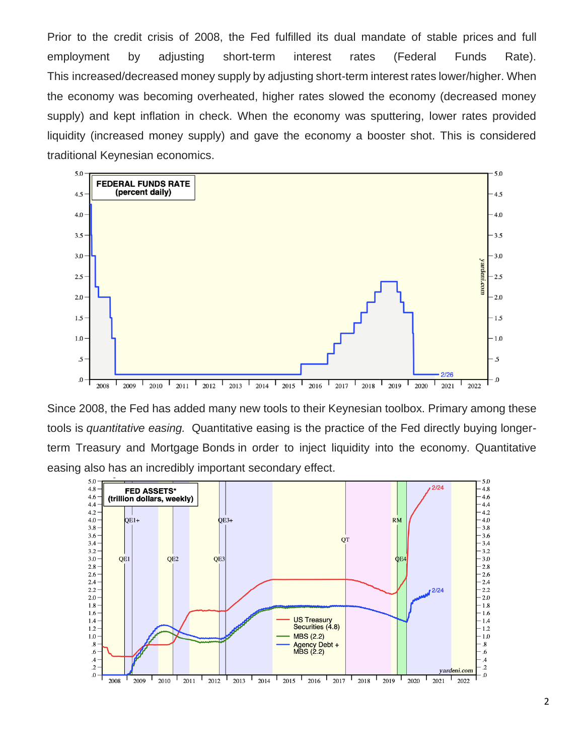Prior to the credit crisis of 2008, the Fed fulfilled its dual mandate of stable prices and full employment by adjusting short-term interest rates (Federal Funds Rate). This increased/decreased money supply by adjusting short-term interest rates lower/higher. When the economy was becoming overheated, higher rates slowed the economy (decreased money supply) and kept inflation in check. When the economy was sputtering, lower rates provided liquidity (increased money supply) and gave the economy a booster shot. This is considered traditional Keynesian economics.

Since 2008, the Fed has added many new tools to their Keynesian toolbox. Primary among these tools is *quantitative easing.* Quantitative easing is the practice of the Fed directly buying longer-term Treasury and Mortgage Bonds in order to inject liquidity into the economy. Quantitative easing also has an incredibly important secondary effect.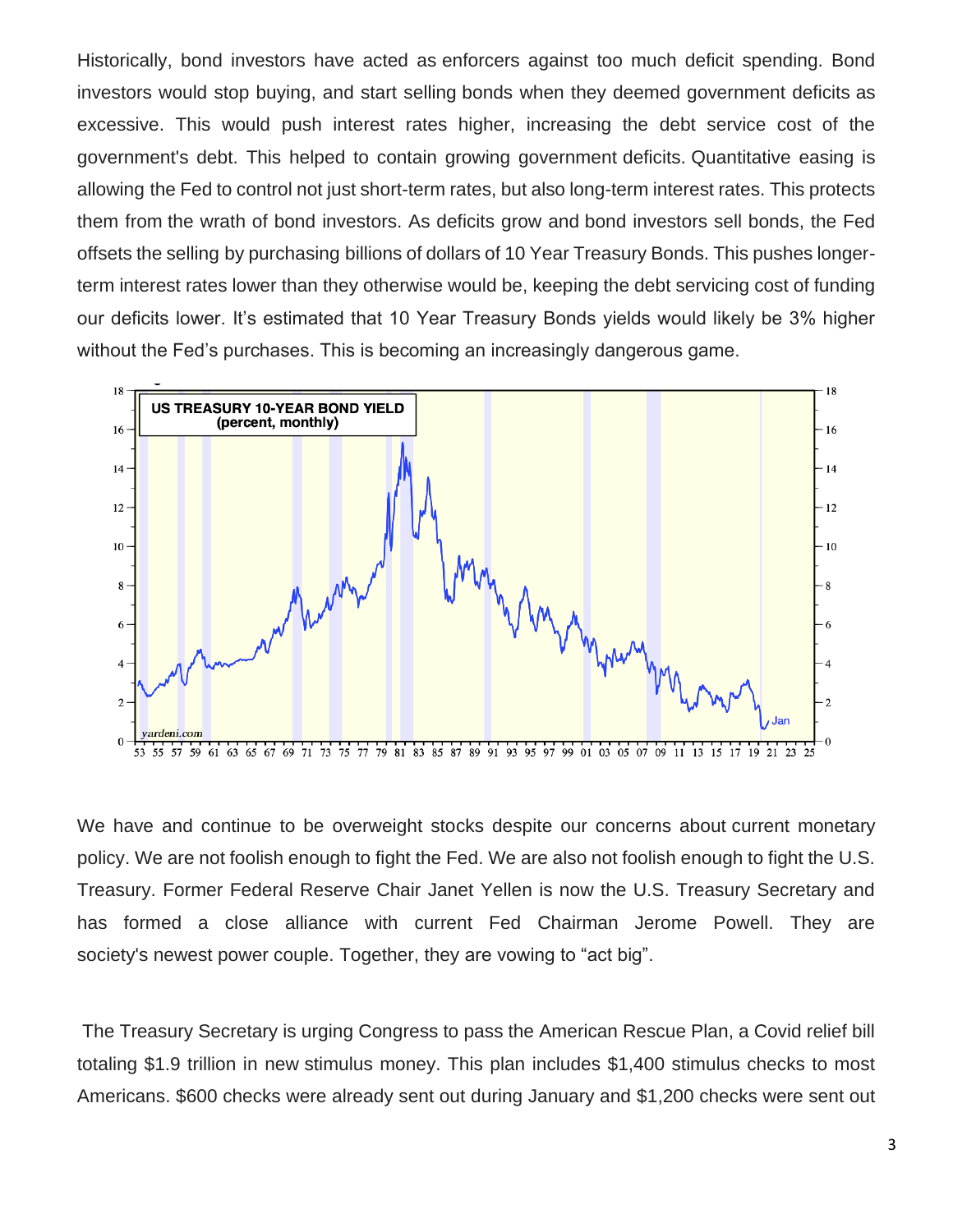Historically, bond investors have acted as enforcers against too much deficit spending. Bond investors would stop buying, and start selling bonds when they deemed government deficits as excessive. This would push interest rates higher, increasing the debt service cost of the government's debt. This helped to contain growing government deficits. Quantitative easing is allowing the Fed to control not just short-term rates, but also long-term interest rates. This protects them from the wrath of bond investors. As deficits grow and bond investors sell bonds, the Fed offsets the selling by purchasing billions of dollars of 10 Year Treasury Bonds. This pushes longer-term interest rates lower than they otherwise would be, keeping the debt servicing cost of funding our deficits lower. It's estimated that 10 Year Treasury Bonds yields would likely be 3% higher without the Fed's purchases. This is becoming an increasingly dangerous game.

We have and continue to be overweight stocks despite our concerns about current monetary policy. We are not foolish enough to fight the Fed. We are also not foolish enough to fight the U.S. Treasury. Former Federal Reserve Chair Janet Yellen is now the U.S. Treasury Secretary and has formed a close alliance with current Fed Chairman Jerome Powell. They are society's newest power couple. Together, they are vowing to "act big".

The Treasury Secretary is urging Congress to pass the American Rescue Plan, a Covid relief bill totaling $1.9 trillion in new stimulus money. This plan includes $1,400 stimulus checks to most Americans. $600 checks were already sent out during January and $1,200 checks were sent out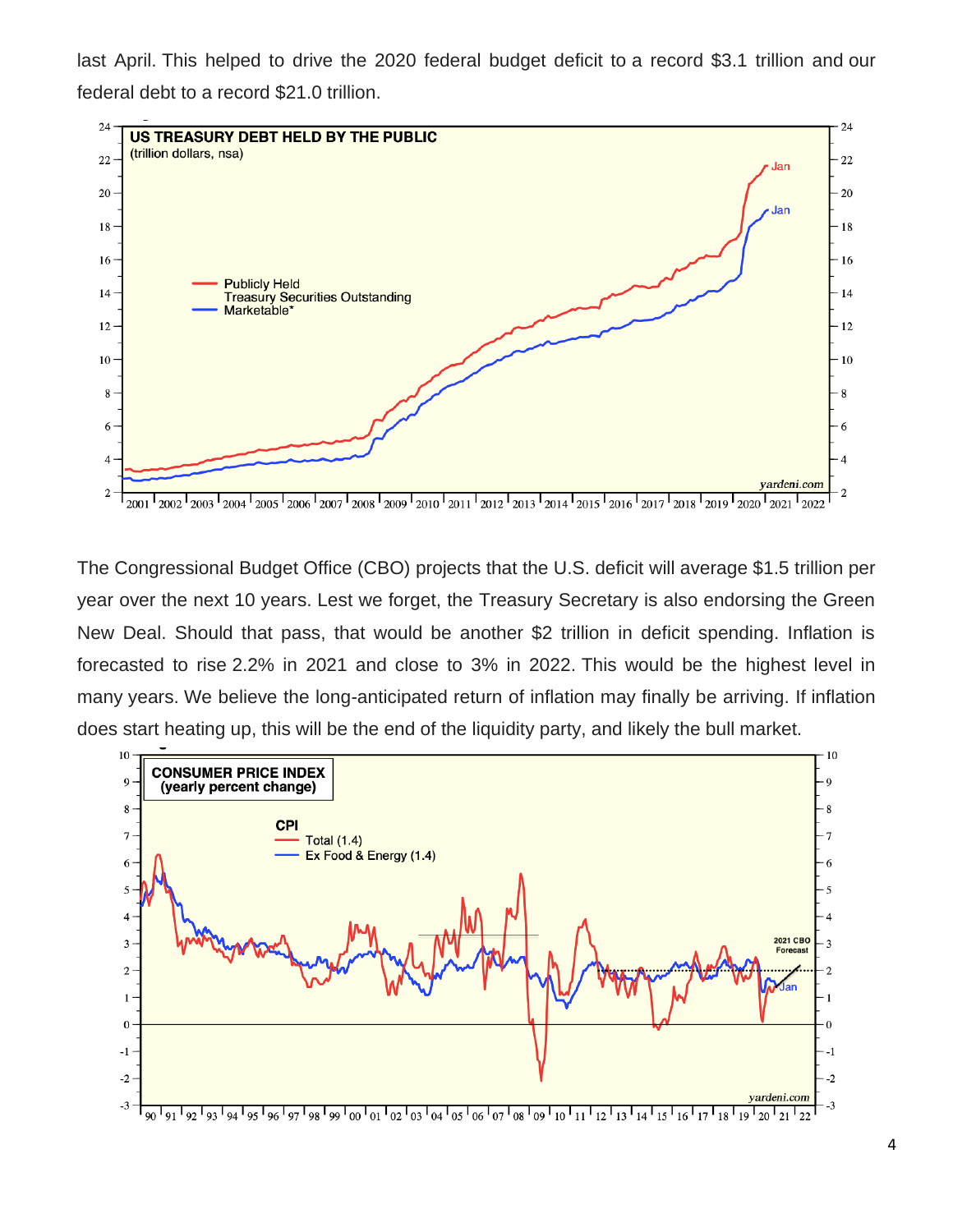last April. This helped to drive the 2020 federal budget deficit to a record $3.1 trillion and our federal debt to a record $21.0 trillion.

The Congressional Budget Office (CBO) projects that the U.S. deficit will average $1.5 trillion per year over the next 10 years. Lest we forget, the Treasury Secretary is also endorsing the Green New Deal. Should that pass, that would be another $2 trillion in deficit spending. Inflation is forecasted to rise 2.2% in 2021 and close to 3% in 2022. This would be the highest level in many years. We believe the long-anticipated return of inflation may finally be arriving. If inflation does start heating up, this will be the end of the liquidity party, and likely the bull market.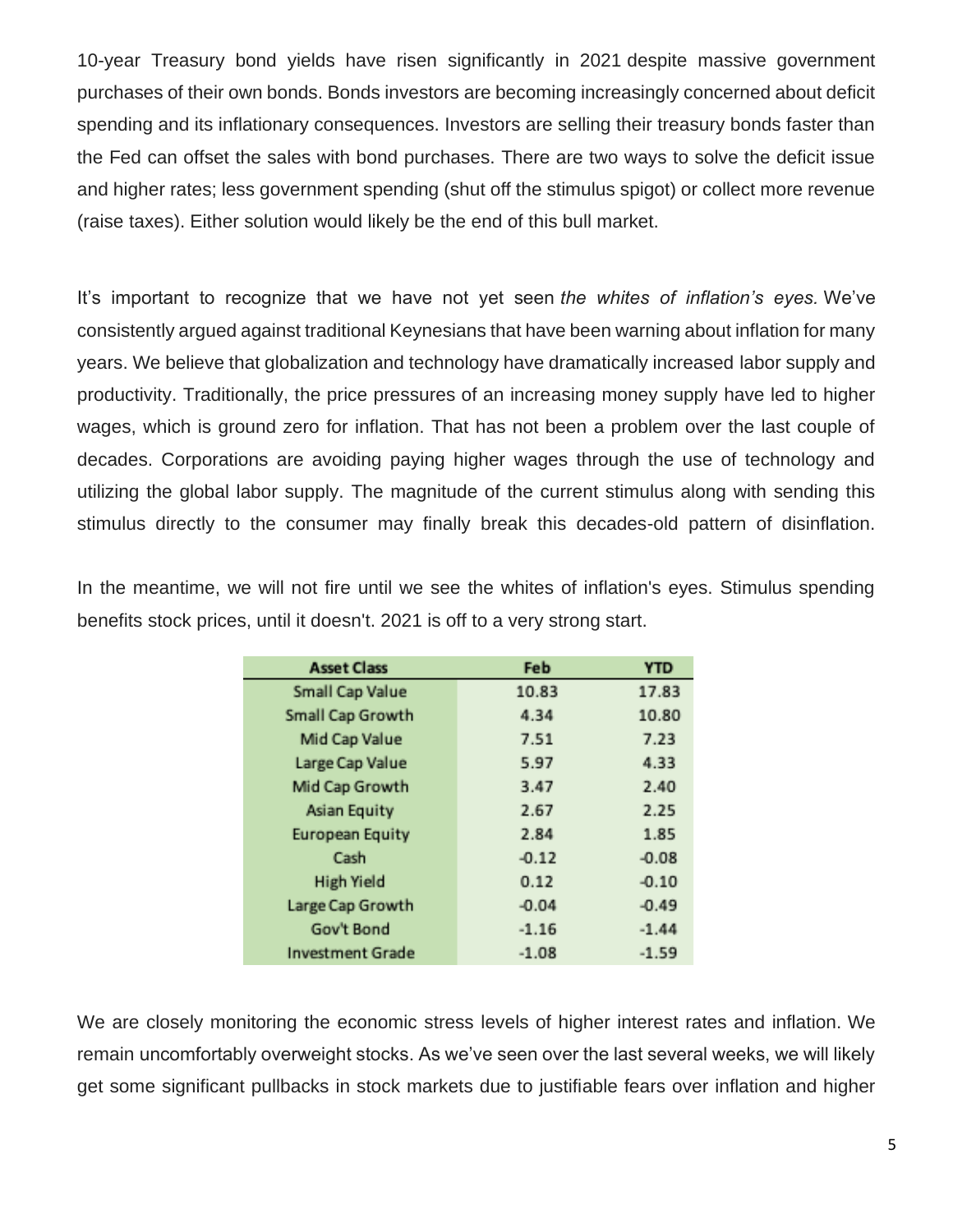10-year Treasury bond yields have risen significantly in 2021 despite massive government purchases of their own bonds. Bonds investors are becoming increasingly concerned about deficit spending and its inflationary consequences. Investors are selling their treasury bonds faster than the Fed can offset the sales with bond purchases. There are two ways to solve the deficit issue and higher rates; less government spending (shut off the stimulus spigot) or collect more revenue (raise taxes). Either solution would likely be the end of this bull market.

It's important to recognize that we have not yet seen *the whites of inflation's eyes.* We've consistently argued against traditional Keynesians that have been warning about inflation for many years. We believe that globalization and technology have dramatically increased labor supply and productivity. Traditionally, the price pressures of an increasing money supply have led to higher wages, which is ground zero for inflation. That has not been a problem over the last couple of decades. Corporations are avoiding paying higher wages through the use of technology and utilizing the global labor supply. The magnitude of the current stimulus along with sending this stimulus directly to the consumer may finally break this decades-old pattern of disinflation.

In the meantime, we will not fire until we see the whites of inflation's eyes. Stimulus spending benefits stock prices, until it doesn't. 2021 is off to a very strong start.

| Asset Class | Feb | YTD |
|---|---|---|
| Small Cap Value | 10.83 | 17.83 |
| Small Cap Growth | 4.34 | 10.80 |
| Mid Cap Value | 7.51 | 7.23 |
| Large Cap Value | 5.97 | 4.33 |
| Mid Cap Growth | 3.47 | 2.40 |
| Asian Equity | 2.67 | 2.25 |
| European Equity | 2.84 | 1.85 |
| Cash | -0.12 | -0.08 |
| High Yield | 0.12 | -0.10 |
| Large Cap Growth | -0.04 | -0.49 |
| Gov't Bond | -1.16 | -1.44 |
| Investment Grade | -1.08 | -1.59 |

We are closely monitoring the economic stress levels of higher interest rates and inflation. We remain uncomfortably overweight stocks. As we've seen over the last several weeks, we will likely get some significant pullbacks in stock markets due to justifiable fears over inflation and higher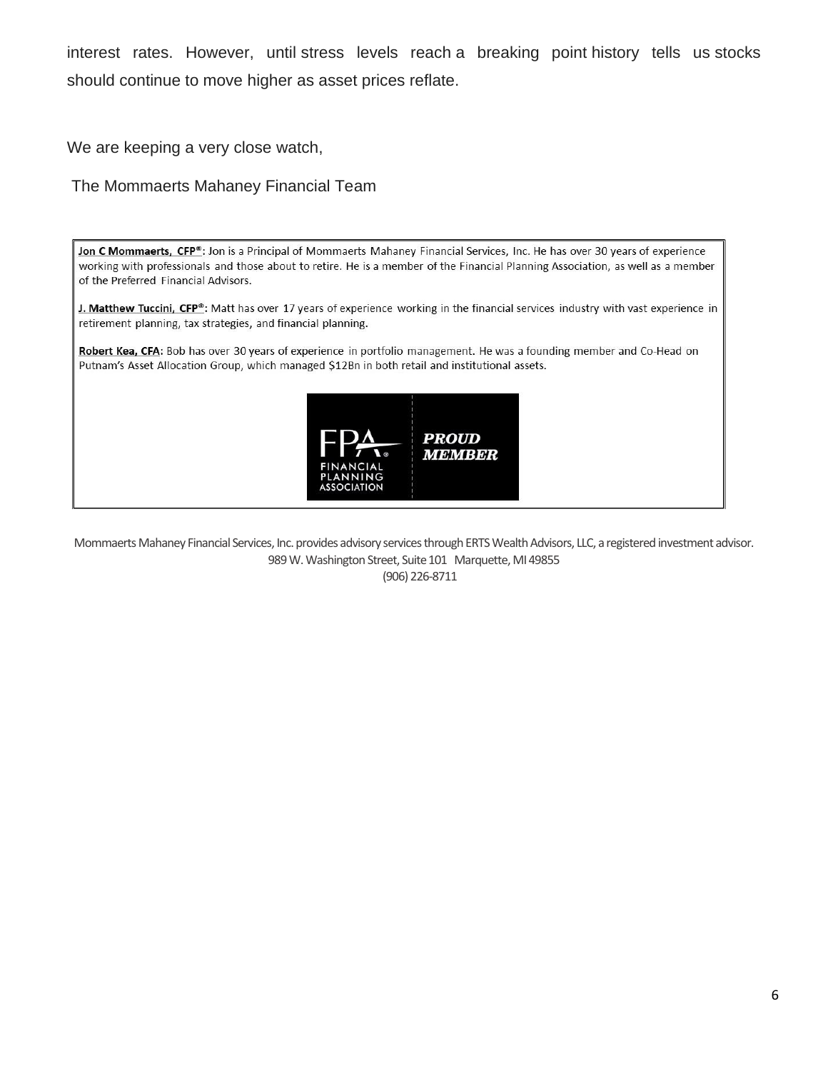interest rates. However, until stress levels reach a breaking point history tells us stocks should continue to move higher as asset prices reflate.

We are keeping a very close watch,

The Mommaerts Mahaney Financial Team

**Jon C Mommaerts, CFP®**: Jon is a Principal of Mommaerts Mahaney Financial Services, Inc. He has over 30 years of experience working with professionals and those about to retire. He is a member of the Financial Planning Association, as well as a member of the Preferred Financial Advisors.

**J. Matthew Tuccini, CFP®**: Matt has over 17 years of experience working in the financial services industry with vast experience in retirement planning, tax strategies, and financial planning.

**Robert Kea, CFA**: Bob has over 30 years of experience in portfolio management. He was a founding member and Co-Head on Putnam's Asset Allocation Group, which managed $12Bn in both retail and institutional assets.

FPA FINANCIAL PLANNING ASSOCIATION | PROUD MEMBER

Mommaerts Mahaney Financial Services, Inc. provides advisory services through ERTS Wealth Advisors, LLC, a registered investment advisor.
989 W. Washington Street, Suite 101 Marquette, MI 49855
(906) 226-8711